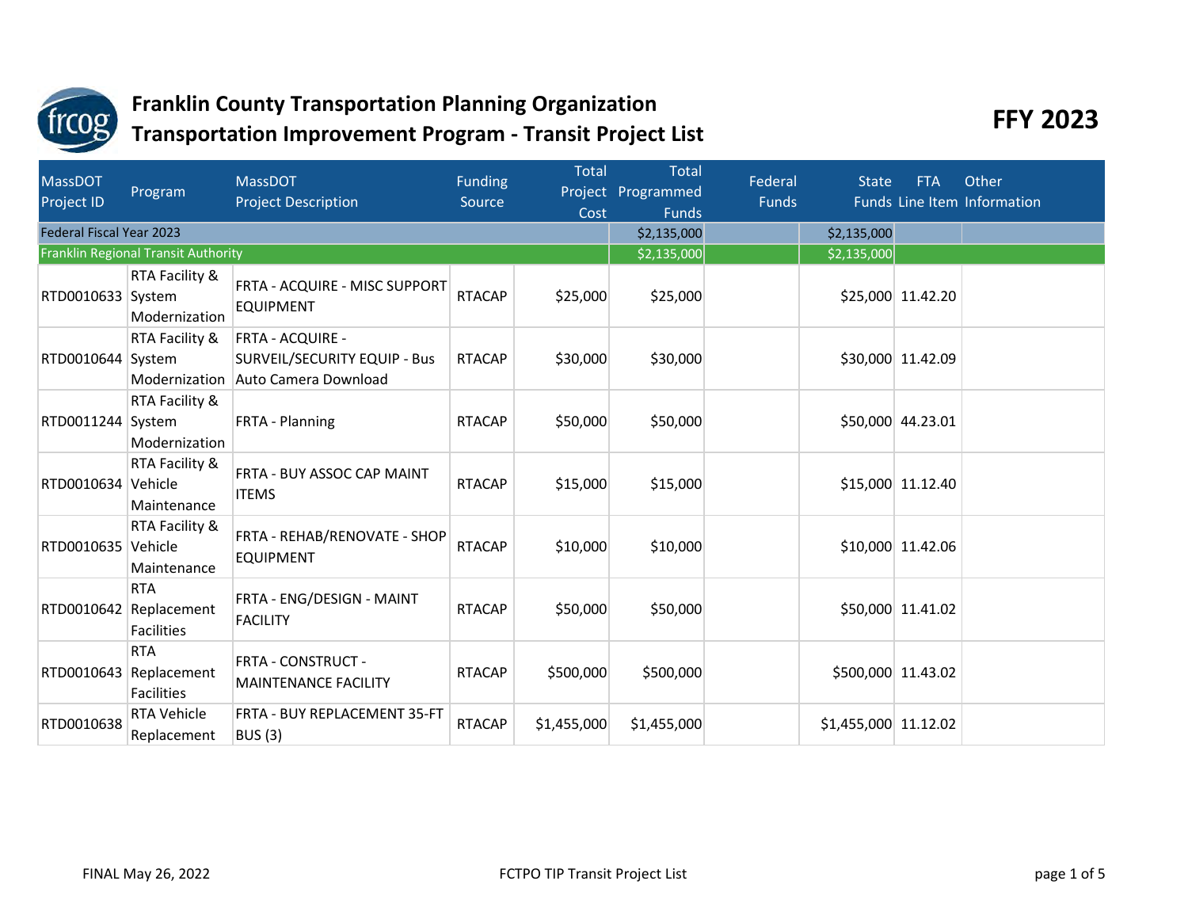# Franklin County Transportation Planning Organization

## Transportation Improvement Program - Transit Project List

**FFY 2023**

| MassDOT Project ID | Program | MassDOT Project Description | Funding Source | Total Project Cost | Total Programmed Funds | Federal Funds | State Funds | FTA Line Item | Other Information |
|---|---|---|---|---|---|---|---|---|---|
| Federal Fiscal Year 2023 | | | | | $2,135,000 | | $2,135,000 | | |
| Franklin Regional Transit Authority | | | | | $2,135,000 | | $2,135,000 | | |
| RTD0010633 | RTA Facility & System Modernization | FRTA - ACQUIRE - MISC SUPPORT EQUIPMENT | RTACAP | $25,000 | $25,000 | | $25,000 | 11.42.20 | |
| RTD0010644 | RTA Facility & System Modernization | FRTA - ACQUIRE - SURVEIL/SECURITY EQUIP - Bus Auto Camera Download | RTACAP | $30,000 | $30,000 | | $30,000 | 11.42.09 | |
| RTD0011244 | RTA Facility & System Modernization | FRTA - Planning | RTACAP | $50,000 | $50,000 | | $50,000 | 44.23.01 | |
| RTD0010634 | RTA Facility & Vehicle Maintenance | FRTA - BUY ASSOC CAP MAINT ITEMS | RTACAP | $15,000 | $15,000 | | $15,000 | 11.12.40 | |
| RTD0010635 | RTA Facility & Vehicle Maintenance | FRTA - REHAB/RENOVATE - SHOP EQUIPMENT | RTACAP | $10,000 | $10,000 | | $10,000 | 11.42.06 | |
| RTD0010642 | RTA Replacement Facilities | FRTA - ENG/DESIGN - MAINT FACILITY | RTACAP | $50,000 | $50,000 | | $50,000 | 11.41.02 | |
| RTD0010643 | RTA Replacement Facilities | FRTA - CONSTRUCT - MAINTENANCE FACILITY | RTACAP | $500,000 | $500,000 | | $500,000 | 11.43.02 | |
| RTD0010638 | RTA Vehicle Replacement | FRTA - BUY REPLACEMENT 35-FT BUS (3) | RTACAP | $1,455,000 | $1,455,000 | | $1,455,000 | 11.12.02 | |

FINAL May 26, 2022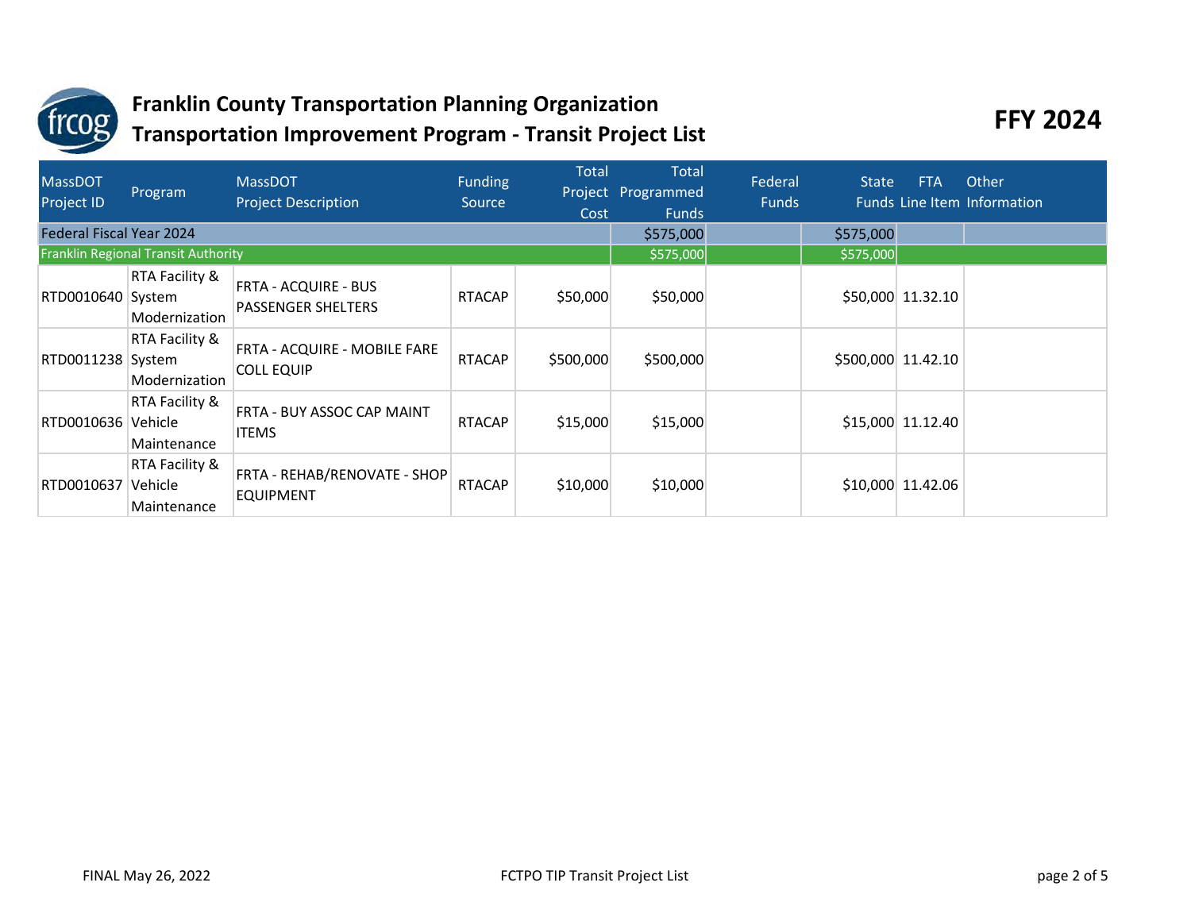# Franklin County Transportation Planning Organization
# Transportation Improvement Program - Transit Project List

**FFY 2024**

| MassDOT Project ID | Program | MassDOT Project Description | Funding Source | Total Project Cost | Total Programmed Funds | Federal Funds | State Funds | FTA Line Item | Other Information |
|---|---|---|---|---|---|---|---|---|---|
| Federal Fiscal Year 2024 | | | | | $575,000 | | $575,000 | | |
| Franklin Regional Transit Authority | | | | | $575,000 | | $575,000 | | |
| RTD0010640 | RTA Facility & System Modernization | FRTA - ACQUIRE - BUS PASSENGER SHELTERS | RTACAP | $50,000 | $50,000 | | $50,000 | 11.32.10 | |
| RTD0011238 | RTA Facility & System Modernization | FRTA - ACQUIRE - MOBILE FARE COLL EQUIP | RTACAP | $500,000 | $500,000 | | $500,000 | 11.42.10 | |
| RTD0010636 | RTA Facility & Vehicle Maintenance | FRTA - BUY ASSOC CAP MAINT ITEMS | RTACAP | $15,000 | $15,000 | | $15,000 | 11.12.40 | |
| RTD0010637 | RTA Facility & Vehicle Maintenance | FRTA - REHAB/RENOVATE - SHOP EQUIPMENT | RTACAP | $10,000 | $10,000 | | $10,000 | 11.42.06 | |

FINAL May 26, 2022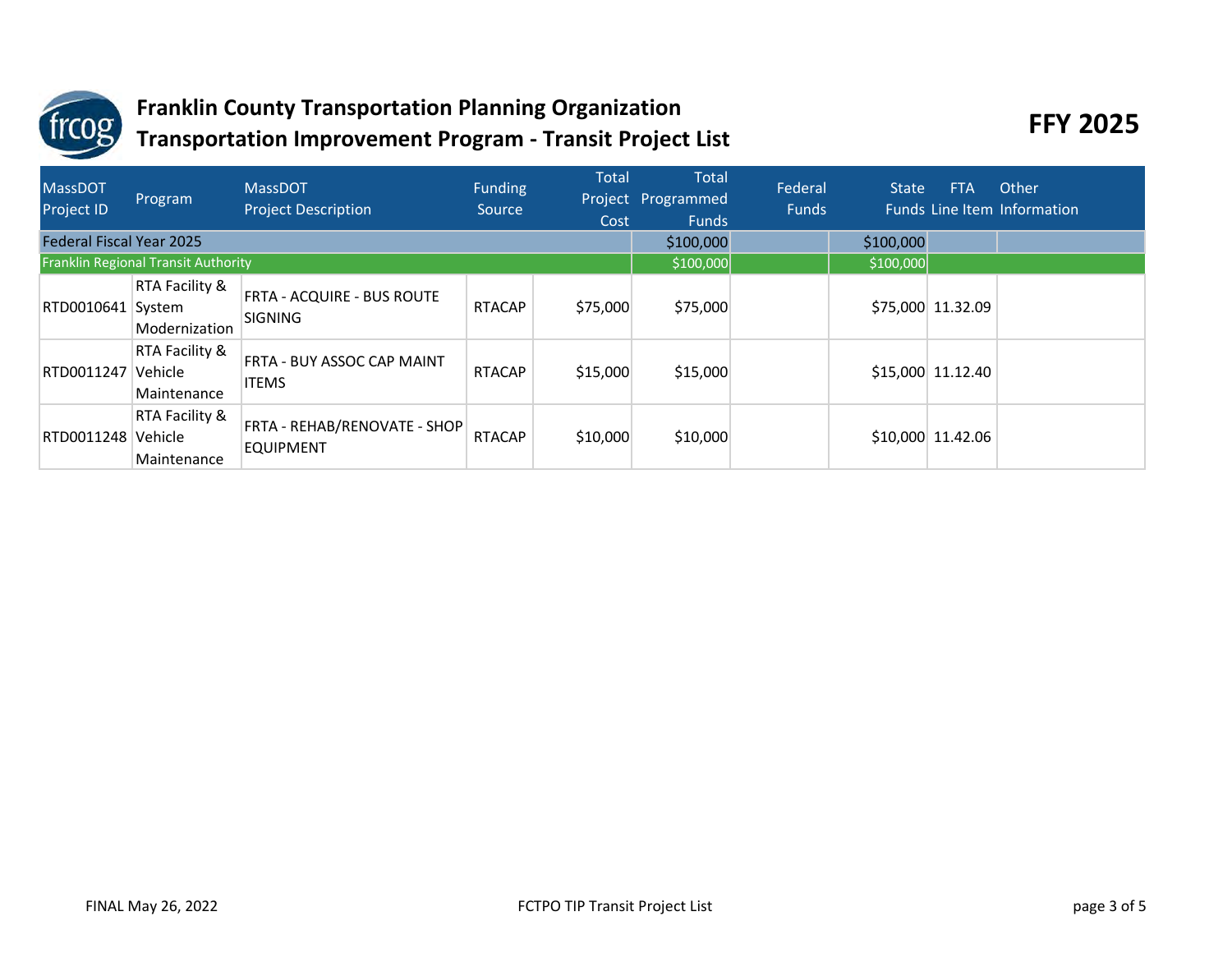# Franklin County Transportation Planning Organization
# Transportation Improvement Program - Transit Project List

**FFY 2025**

| MassDOT Project ID | Program | MassDOT Project Description | Funding Source | Total Project Cost | Total Programmed Funds | Federal Funds | State Funds | FTA Line Item | Other Information |
|---|---|---|---|---|---|---|---|---|---|
| Federal Fiscal Year 2025 | | | | | $100,000 | | $100,000 | | |
| Franklin Regional Transit Authority | | | | | $100,000 | | $100,000 | | |
| RTD0010641 | RTA Facility & System Modernization | FRTA - ACQUIRE - BUS ROUTE SIGNING | RTACAP | $75,000 | $75,000 | | $75,000 | 11.32.09 | |
| RTD0011247 | RTA Facility & Vehicle Maintenance | FRTA - BUY ASSOC CAP MAINT ITEMS | RTACAP | $15,000 | $15,000 | | $15,000 | 11.12.40 | |
| RTD0011248 | RTA Facility & Vehicle Maintenance | FRTA - REHAB/RENOVATE - SHOP EQUIPMENT | RTACAP | $10,000 | $10,000 | | $10,000 | 11.42.06 | |

FINAL May 26, 2022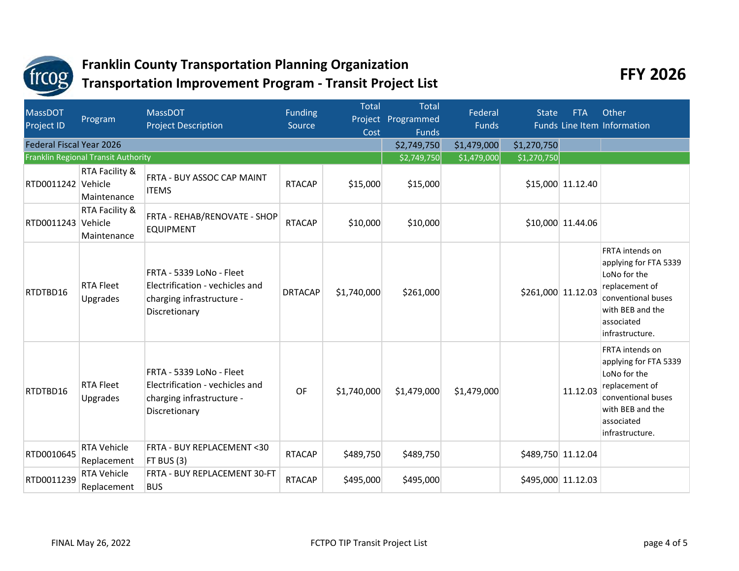# Franklin County Transportation Planning Organization
# Transportation Improvement Program - Transit Project List

**FFY 2026**

| MassDOT Project ID | Program | MassDOT Project Description | Funding Source | Total Project Cost | Total Programmed Funds | Federal Funds | State Funds | FTA Line Item | Other Information |
|---|---|---|---|---|---|---|---|---|---|
| Federal Fiscal Year 2026 | | | | | $2,749,750 | $1,479,000 | $1,270,750 | | |
| Franklin Regional Transit Authority | | | | | $2,749,750 | $1,479,000 | $1,270,750 | | |
| RTD0011242 | RTA Facility & Vehicle Maintenance | FRTA - BUY ASSOC CAP MAINT ITEMS | RTACAP | $15,000 | $15,000 | | $15,000 | 11.12.40 | |
| RTD0011243 | RTA Facility & Vehicle Maintenance | FRTA - REHAB/RENOVATE - SHOP EQUIPMENT | RTACAP | $10,000 | $10,000 | | $10,000 | 11.44.06 | |
| RTDTBD16 | RTA Fleet Upgrades | FRTA - 5339 LoNo - Fleet Electrification - vechicles and charging infrastructure - Discretionary | DRTACAP | $1,740,000 | $261,000 | | $261,000 | 11.12.03 | FRTA intends on applying for FTA 5339 LoNo for the replacement of conventional buses with BEB and the associated infrastructure. |
| RTDTBD16 | RTA Fleet Upgrades | FRTA - 5339 LoNo - Fleet Electrification - vechicles and charging infrastructure - Discretionary | OF | $1,740,000 | $1,479,000 | $1,479,000 | | 11.12.03 | FRTA intends on applying for FTA 5339 LoNo for the replacement of conventional buses with BEB and the associated infrastructure. |
| RTD0010645 | RTA Vehicle Replacement | FRTA - BUY REPLACEMENT <30 FT BUS (3) | RTACAP | $489,750 | $489,750 | | $489,750 | 11.12.04 | |
| RTD0011239 | RTA Vehicle Replacement | FRTA - BUY REPLACEMENT 30-FT BUS | RTACAP | $495,000 | $495,000 | | $495,000 | 11.12.03 | |

FINAL May 26, 2022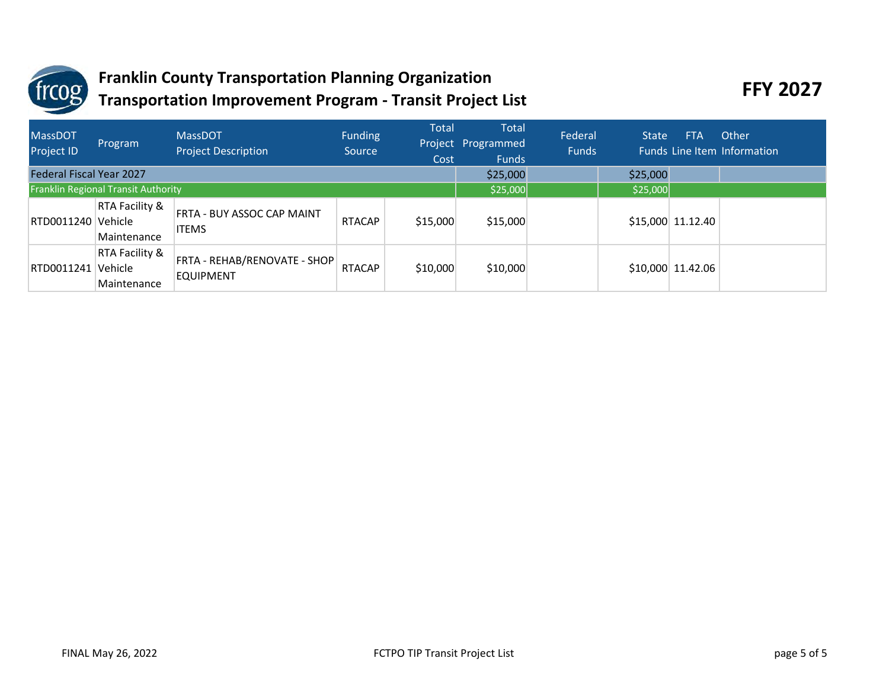# Franklin County Transportation Planning Organization
# Transportation Improvement Program - Transit Project List

**FFY 2027**

| MassDOT Project ID | Program | MassDOT Project Description | Funding Source | Total Project Cost | Total Programmed Funds | Federal Funds | State Funds | FTA Line Item | Other Information |
|---|---|---|---|---|---|---|---|---|---|
| Federal Fiscal Year 2027 | | | | | $25,000 | | $25,000 | | |
| Franklin Regional Transit Authority | | | | | $25,000 | | $25,000 | | |
| RTD0011240 | RTA Facility & Vehicle Maintenance | FRTA - BUY ASSOC CAP MAINT ITEMS | RTACAP | $15,000 | $15,000 | | $15,000 | 11.12.40 | |
| RTD0011241 | RTA Facility & Vehicle Maintenance | FRTA - REHAB/RENOVATE - SHOP EQUIPMENT | RTACAP | $10,000 | $10,000 | | $10,000 | 11.42.06 | |

FINAL May 26, 2022